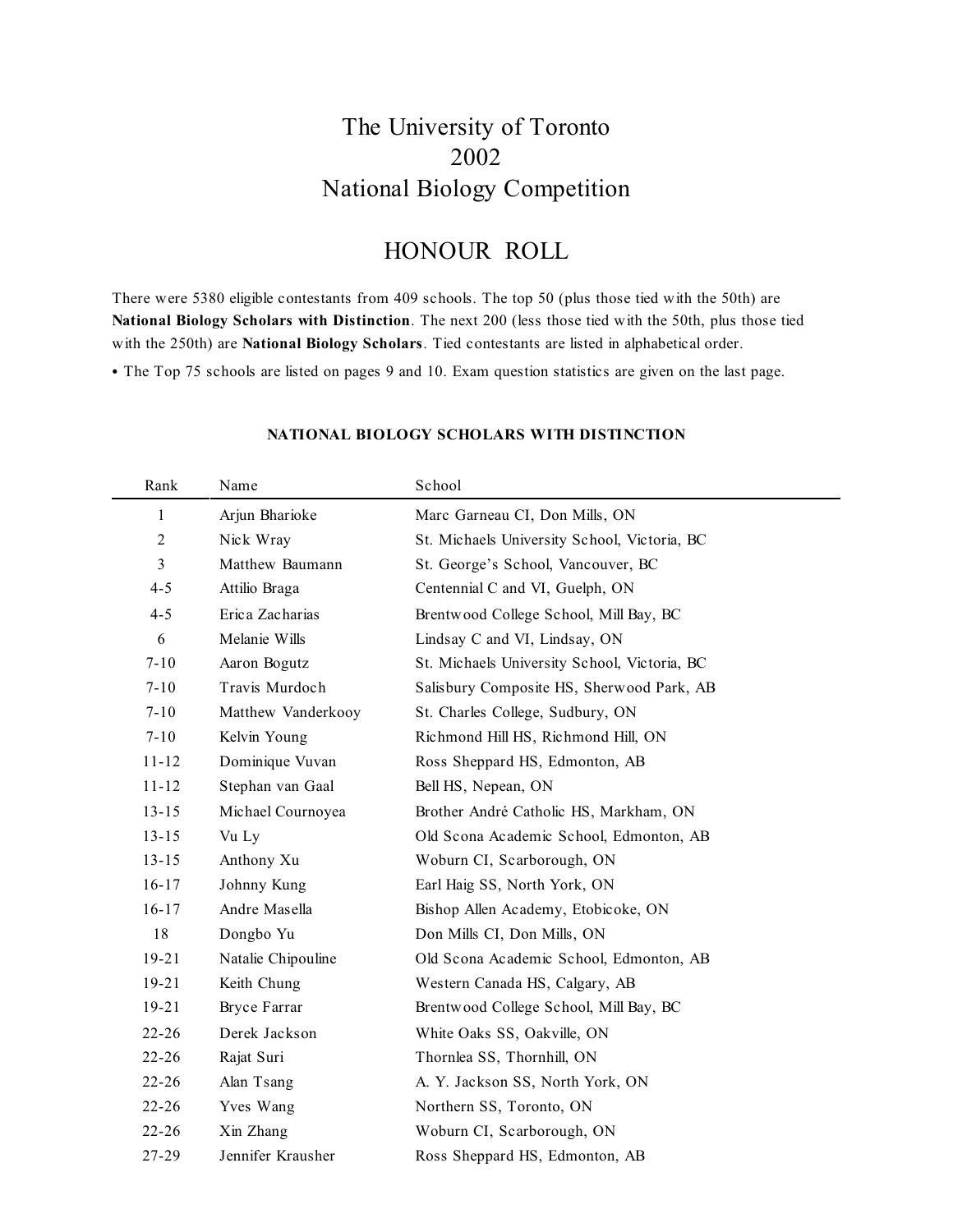# The University of Toronto
# 2002
# National Biology Competition

## HONOUR ROLL

There were 5380 eligible contestants from 409 schools. The top 50 (plus those tied with the 50th) are **National Biology Scholars with Distinction**. The next 200 (less those tied with the 50th, plus those tied with the 250th) are **National Biology Scholars**. Tied contestants are listed in alphabetical order.

• The Top 75 schools are listed on pages 9 and 10. Exam question statistics are given on the last page.

### NATIONAL BIOLOGY SCHOLARS WITH DISTINCTION

| Rank | Name | School |
|---|---|---|
| 1 | Arjun Bharioke | Marc Garneau CI, Don Mills, ON |
| 2 | Nick Wray | St. Michaels University School, Victoria, BC |
| 3 | Matthew Baumann | St. George's School, Vancouver, BC |
| 4-5 | Attilio Braga | Centennial C and VI, Guelph, ON |
| 4-5 | Erica Zacharias | Brentwood College School, Mill Bay, BC |
| 6 | Melanie Wills | Lindsay C and VI, Lindsay, ON |
| 7-10 | Aaron Bogutz | St. Michaels University School, Victoria, BC |
| 7-10 | Travis Murdoch | Salisbury Composite HS, Sherwood Park, AB |
| 7-10 | Matthew Vanderkooy | St. Charles College, Sudbury, ON |
| 7-10 | Kelvin Young | Richmond Hill HS, Richmond Hill, ON |
| 11-12 | Dominique Vuvan | Ross Sheppard HS, Edmonton, AB |
| 11-12 | Stephan van Gaal | Bell HS, Nepean, ON |
| 13-15 | Michael Cournoyea | Brother André Catholic HS, Markham, ON |
| 13-15 | Vu Ly | Old Scona Academic School, Edmonton, AB |
| 13-15 | Anthony Xu | Woburn CI, Scarborough, ON |
| 16-17 | Johnny Kung | Earl Haig SS, North York, ON |
| 16-17 | Andre Masella | Bishop Allen Academy, Etobicoke, ON |
| 18 | Dongbo Yu | Don Mills CI, Don Mills, ON |
| 19-21 | Natalie Chipouline | Old Scona Academic School, Edmonton, AB |
| 19-21 | Keith Chung | Western Canada HS, Calgary, AB |
| 19-21 | Bryce Farrar | Brentwood College School, Mill Bay, BC |
| 22-26 | Derek Jackson | White Oaks SS, Oakville, ON |
| 22-26 | Rajat Suri | Thornlea SS, Thornhill, ON |
| 22-26 | Alan Tsang | A. Y. Jackson SS, North York, ON |
| 22-26 | Yves Wang | Northern SS, Toronto, ON |
| 22-26 | Xin Zhang | Woburn CI, Scarborough, ON |
| 27-29 | Jennifer Krausher | Ross Sheppard HS, Edmonton, AB |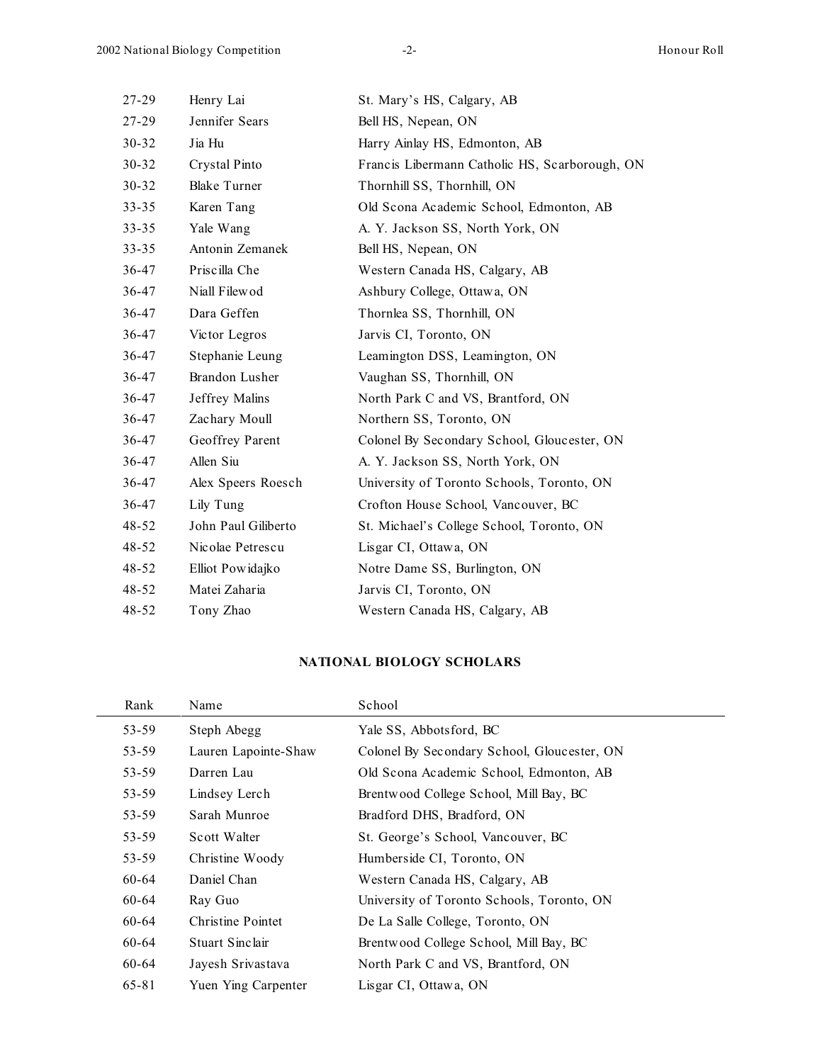| | | |
|---|---|---|
| 27-29 | Henry Lai | St. Mary's HS, Calgary, AB |
| 27-29 | Jennifer Sears | Bell HS, Nepean, ON |
| 30-32 | Jia Hu | Harry Ainlay HS, Edmonton, AB |
| 30-32 | Crystal Pinto | Francis Libermann Catholic HS, Scarborough, ON |
| 30-32 | Blake Turner | Thornhill SS, Thornhill, ON |
| 33-35 | Karen Tang | Old Scona Academic School, Edmonton, AB |
| 33-35 | Yale Wang | A. Y. Jackson SS, North York, ON |
| 33-35 | Antonin Zemanek | Bell HS, Nepean, ON |
| 36-47 | Priscilla Che | Western Canada HS, Calgary, AB |
| 36-47 | Niall Filewod | Ashbury College, Ottawa, ON |
| 36-47 | Dara Geffen | Thornlea SS, Thornhill, ON |
| 36-47 | Victor Legros | Jarvis CI, Toronto, ON |
| 36-47 | Stephanie Leung | Leamington DSS, Leamington, ON |
| 36-47 | Brandon Lusher | Vaughan SS, Thornhill, ON |
| 36-47 | Jeffrey Malins | North Park C and VS, Brantford, ON |
| 36-47 | Zachary Moull | Northern SS, Toronto, ON |
| 36-47 | Geoffrey Parent | Colonel By Secondary School, Gloucester, ON |
| 36-47 | Allen Siu | A. Y. Jackson SS, North York, ON |
| 36-47 | Alex Speers Roesch | University of Toronto Schools, Toronto, ON |
| 36-47 | Lily Tung | Crofton House School, Vancouver, BC |
| 48-52 | John Paul Giliberto | St. Michael's College School, Toronto, ON |
| 48-52 | Nicolae Petrescu | Lisgar CI, Ottawa, ON |
| 48-52 | Elliot Powidajko | Notre Dame SS, Burlington, ON |
| 48-52 | Matei Zaharia | Jarvis CI, Toronto, ON |
| 48-52 | Tony Zhao | Western Canada HS, Calgary, AB |

**NATIONAL BIOLOGY SCHOLARS**

| Rank | Name | School |
|---|---|---|
| 53-59 | Steph Abegg | Yale SS, Abbotsford, BC |
| 53-59 | Lauren Lapointe-Shaw | Colonel By Secondary School, Gloucester, ON |
| 53-59 | Darren Lau | Old Scona Academic School, Edmonton, AB |
| 53-59 | Lindsey Lerch | Brentwood College School, Mill Bay, BC |
| 53-59 | Sarah Munroe | Bradford DHS, Bradford, ON |
| 53-59 | Scott Walter | St. George's School, Vancouver, BC |
| 53-59 | Christine Woody | Humberside CI, Toronto, ON |
| 60-64 | Daniel Chan | Western Canada HS, Calgary, AB |
| 60-64 | Ray Guo | University of Toronto Schools, Toronto, ON |
| 60-64 | Christine Pointet | De La Salle College, Toronto, ON |
| 60-64 | Stuart Sinclair | Brentwood College School, Mill Bay, BC |
| 60-64 | Jayesh Srivastava | North Park C and VS, Brantford, ON |
| 65-81 | Yuen Ying Carpenter | Lisgar CI, Ottawa, ON |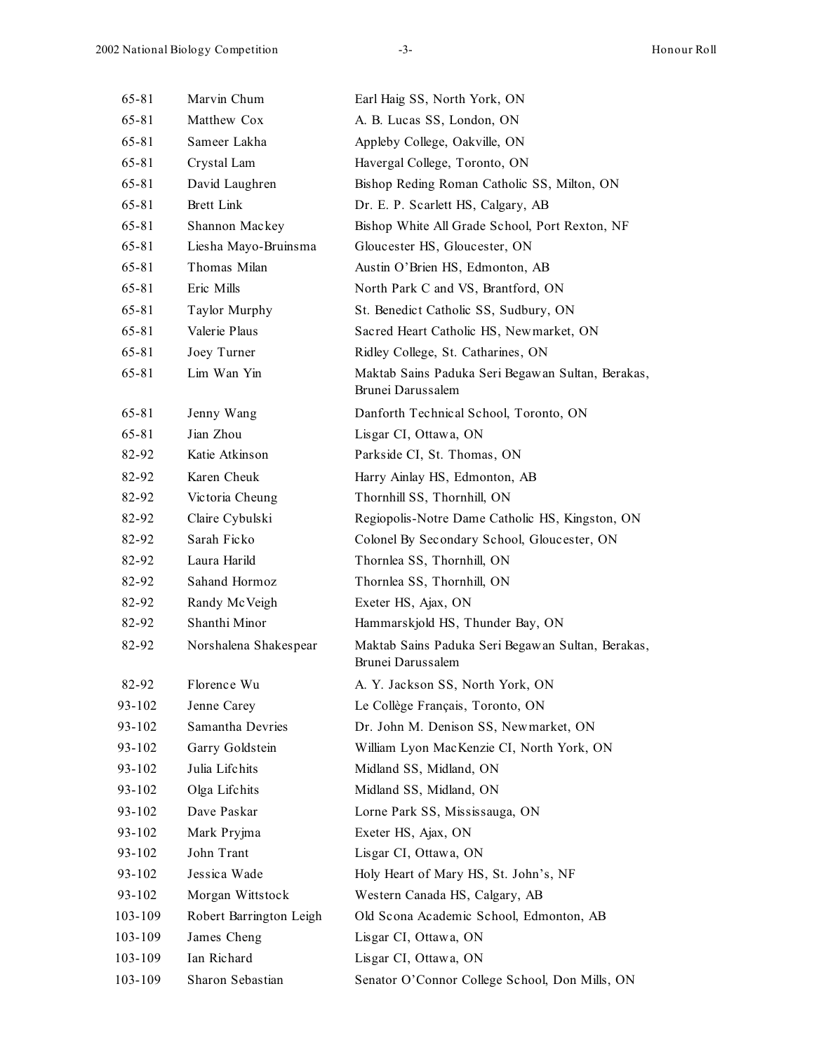| | | |
|---|---|---|
| 65-81 | Marvin Chum | Earl Haig SS, North York, ON |
| 65-81 | Matthew Cox | A. B. Lucas SS, London, ON |
| 65-81 | Sameer Lakha | Appleby College, Oakville, ON |
| 65-81 | Crystal Lam | Havergal College, Toronto, ON |
| 65-81 | David Laughren | Bishop Reding Roman Catholic SS, Milton, ON |
| 65-81 | Brett Link | Dr. E. P. Scarlett HS, Calgary, AB |
| 65-81 | Shannon Mackey | Bishop White All Grade School, Port Rexton, NF |
| 65-81 | Liesha Mayo-Bruinsma | Gloucester HS, Gloucester, ON |
| 65-81 | Thomas Milan | Austin O'Brien HS, Edmonton, AB |
| 65-81 | Eric Mills | North Park C and VS, Brantford, ON |
| 65-81 | Taylor Murphy | St. Benedict Catholic SS, Sudbury, ON |
| 65-81 | Valerie Plaus | Sacred Heart Catholic HS, Newmarket, ON |
| 65-81 | Joey Turner | Ridley College, St. Catharines, ON |
| 65-81 | Lim Wan Yin | Maktab Sains Paduka Seri Begawan Sultan, Berakas, Brunei Darussalem |
| 65-81 | Jenny Wang | Danforth Technical School, Toronto, ON |
| 65-81 | Jian Zhou | Lisgar CI, Ottawa, ON |
| 82-92 | Katie Atkinson | Parkside CI, St. Thomas, ON |
| 82-92 | Karen Cheuk | Harry Ainlay HS, Edmonton, AB |
| 82-92 | Victoria Cheung | Thornhill SS, Thornhill, ON |
| 82-92 | Claire Cybulski | Regiopolis-Notre Dame Catholic HS, Kingston, ON |
| 82-92 | Sarah Ficko | Colonel By Secondary School, Gloucester, ON |
| 82-92 | Laura Harild | Thornlea SS, Thornhill, ON |
| 82-92 | Sahand Hormoz | Thornlea SS, Thornhill, ON |
| 82-92 | Randy McVeigh | Exeter HS, Ajax, ON |
| 82-92 | Shanthi Minor | Hammarskjold HS, Thunder Bay, ON |
| 82-92 | Norshalena Shakespear | Maktab Sains Paduka Seri Begawan Sultan, Berakas, Brunei Darussalem |
| 82-92 | Florence Wu | A. Y. Jackson SS, North York, ON |
| 93-102 | Jenne Carey | Le Collège Français, Toronto, ON |
| 93-102 | Samantha Devries | Dr. John M. Denison SS, Newmarket, ON |
| 93-102 | Garry Goldstein | William Lyon MacKenzie CI, North York, ON |
| 93-102 | Julia Lifchits | Midland SS, Midland, ON |
| 93-102 | Olga Lifchits | Midland SS, Midland, ON |
| 93-102 | Dave Paskar | Lorne Park SS, Mississauga, ON |
| 93-102 | Mark Pryjma | Exeter HS, Ajax, ON |
| 93-102 | John Trant | Lisgar CI, Ottawa, ON |
| 93-102 | Jessica Wade | Holy Heart of Mary HS, St. John's, NF |
| 93-102 | Morgan Wittstock | Western Canada HS, Calgary, AB |
| 103-109 | Robert Barrington Leigh | Old Scona Academic School, Edmonton, AB |
| 103-109 | James Cheng | Lisgar CI, Ottawa, ON |
| 103-109 | Ian Richard | Lisgar CI, Ottawa, ON |
| 103-109 | Sharon Sebastian | Senator O'Connor College School, Don Mills, ON |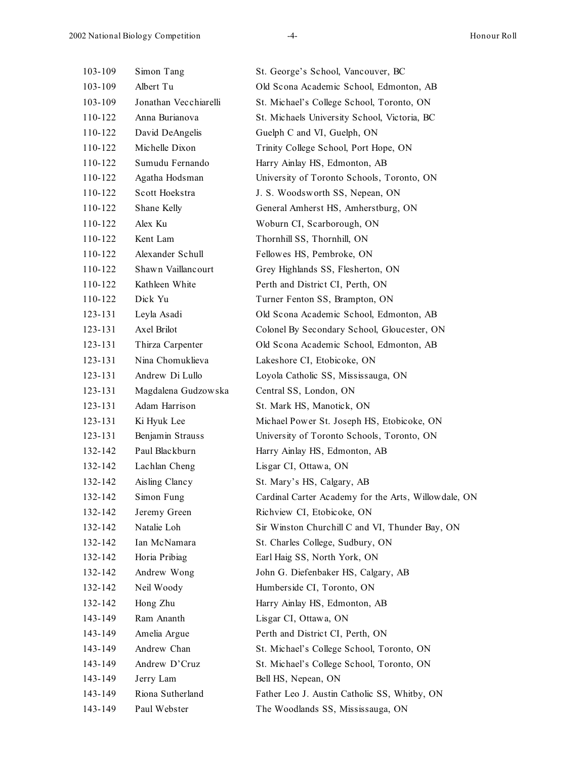| | | |
|---|---|---|
| 103-109 | Simon Tang | St. George’s School, Vancouver, BC |
| 103-109 | Albert Tu | Old Scona Academic School, Edmonton, AB |
| 103-109 | Jonathan Vecchiarelli | St. Michael’s College School, Toronto, ON |
| 110-122 | Anna Burianova | St. Michaels University School, Victoria, BC |
| 110-122 | David DeAngelis | Guelph C and VI, Guelph, ON |
| 110-122 | Michelle Dixon | Trinity College School, Port Hope, ON |
| 110-122 | Sumudu Fernando | Harry Ainlay HS, Edmonton, AB |
| 110-122 | Agatha Hodsman | University of Toronto Schools, Toronto, ON |
| 110-122 | Scott Hoekstra | J. S. Woodsworth SS, Nepean, ON |
| 110-122 | Shane Kelly | General Amherst HS, Amherstburg, ON |
| 110-122 | Alex Ku | Woburn CI, Scarborough, ON |
| 110-122 | Kent Lam | Thornhill SS, Thornhill, ON |
| 110-122 | Alexander Schull | Fellowes HS, Pembroke, ON |
| 110-122 | Shawn Vaillancourt | Grey Highlands SS, Flesherton, ON |
| 110-122 | Kathleen White | Perth and District CI, Perth, ON |
| 110-122 | Dick Yu | Turner Fenton SS, Brampton, ON |
| 123-131 | Leyla Asadi | Old Scona Academic School, Edmonton, AB |
| 123-131 | Axel Brilot | Colonel By Secondary School, Gloucester, ON |
| 123-131 | Thirza Carpenter | Old Scona Academic School, Edmonton, AB |
| 123-131 | Nina Chomuklieva | Lakeshore CI, Etobicoke, ON |
| 123-131 | Andrew Di Lullo | Loyola Catholic SS, Mississauga, ON |
| 123-131 | Magdalena Gudzowska | Central SS, London, ON |
| 123-131 | Adam Harrison | St. Mark HS, Manotick, ON |
| 123-131 | Ki Hyuk Lee | Michael Power St. Joseph HS, Etobicoke, ON |
| 123-131 | Benjamin Strauss | University of Toronto Schools, Toronto, ON |
| 132-142 | Paul Blackburn | Harry Ainlay HS, Edmonton, AB |
| 132-142 | Lachlan Cheng | Lisgar CI, Ottawa, ON |
| 132-142 | Aisling Clancy | St. Mary’s HS, Calgary, AB |
| 132-142 | Simon Fung | Cardinal Carter Academy for the Arts, Willowdale, ON |
| 132-142 | Jeremy Green | Richview CI, Etobicoke, ON |
| 132-142 | Natalie Loh | Sir Winston Churchill C and VI, Thunder Bay, ON |
| 132-142 | Ian McNamara | St. Charles College, Sudbury, ON |
| 132-142 | Horia Pribiag | Earl Haig SS, North York, ON |
| 132-142 | Andrew Wong | John G. Diefenbaker HS, Calgary, AB |
| 132-142 | Neil Woody | Humberside CI, Toronto, ON |
| 132-142 | Hong Zhu | Harry Ainlay HS, Edmonton, AB |
| 143-149 | Ram Ananth | Lisgar CI, Ottawa, ON |
| 143-149 | Amelia Argue | Perth and District CI, Perth, ON |
| 143-149 | Andrew Chan | St. Michael’s College School, Toronto, ON |
| 143-149 | Andrew D’Cruz | St. Michael’s College School, Toronto, ON |
| 143-149 | Jerry Lam | Bell HS, Nepean, ON |
| 143-149 | Riona Sutherland | Father Leo J. Austin Catholic SS, Whitby, ON |
| 143-149 | Paul Webster | The Woodlands SS, Mississauga, ON |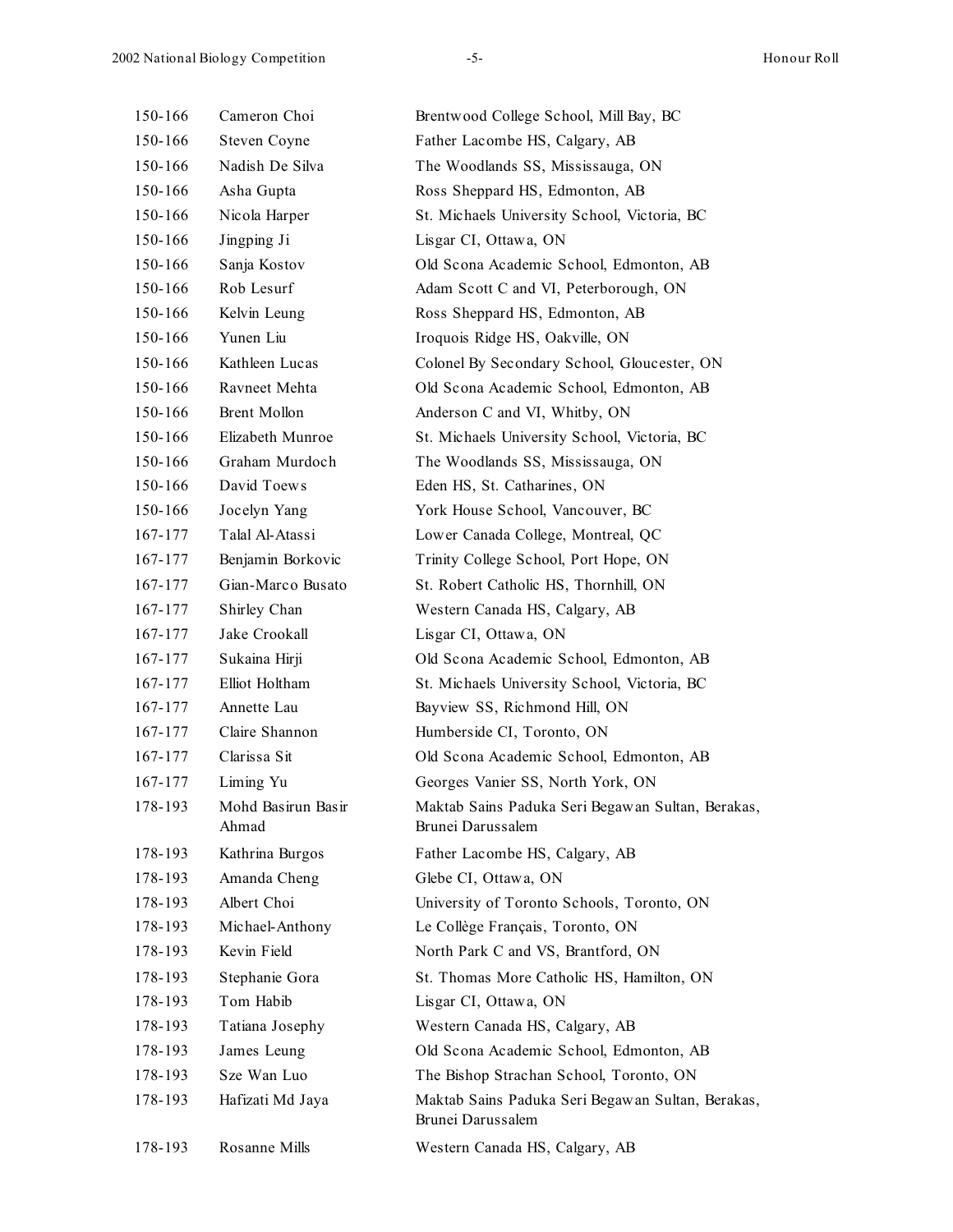| | | |
|---|---|---|
| 150-166 | Cameron Choi | Brentwood College School, Mill Bay, BC |
| 150-166 | Steven Coyne | Father Lacombe HS, Calgary, AB |
| 150-166 | Nadish De Silva | The Woodlands SS, Mississauga, ON |
| 150-166 | Asha Gupta | Ross Sheppard HS, Edmonton, AB |
| 150-166 | Nicola Harper | St. Michaels University School, Victoria, BC |
| 150-166 | Jingping Ji | Lisgar CI, Ottawa, ON |
| 150-166 | Sanja Kostov | Old Scona Academic School, Edmonton, AB |
| 150-166 | Rob Lesurf | Adam Scott C and VI, Peterborough, ON |
| 150-166 | Kelvin Leung | Ross Sheppard HS, Edmonton, AB |
| 150-166 | Yunen Liu | Iroquois Ridge HS, Oakville, ON |
| 150-166 | Kathleen Lucas | Colonel By Secondary School, Gloucester, ON |
| 150-166 | Ravneet Mehta | Old Scona Academic School, Edmonton, AB |
| 150-166 | Brent Mollon | Anderson C and VI, Whitby, ON |
| 150-166 | Elizabeth Munroe | St. Michaels University School, Victoria, BC |
| 150-166 | Graham Murdoch | The Woodlands SS, Mississauga, ON |
| 150-166 | David Toews | Eden HS, St. Catharines, ON |
| 150-166 | Jocelyn Yang | York House School, Vancouver, BC |
| 167-177 | Talal Al-Atassi | Lower Canada College, Montreal, QC |
| 167-177 | Benjamin Borkovic | Trinity College School, Port Hope, ON |
| 167-177 | Gian-Marco Busato | St. Robert Catholic HS, Thornhill, ON |
| 167-177 | Shirley Chan | Western Canada HS, Calgary, AB |
| 167-177 | Jake Crookall | Lisgar CI, Ottawa, ON |
| 167-177 | Sukaina Hirji | Old Scona Academic School, Edmonton, AB |
| 167-177 | Elliot Holtham | St. Michaels University School, Victoria, BC |
| 167-177 | Annette Lau | Bayview SS, Richmond Hill, ON |
| 167-177 | Claire Shannon | Humberside CI, Toronto, ON |
| 167-177 | Clarissa Sit | Old Scona Academic School, Edmonton, AB |
| 167-177 | Liming Yu | Georges Vanier SS, North York, ON |
| 178-193 | Mohd Basirun Basir Ahmad | Maktab Sains Paduka Seri Begawan Sultan, Berakas, Brunei Darussalem |
| 178-193 | Kathrina Burgos | Father Lacombe HS, Calgary, AB |
| 178-193 | Amanda Cheng | Glebe CI, Ottawa, ON |
| 178-193 | Albert Choi | University of Toronto Schools, Toronto, ON |
| 178-193 | Michael-Anthony | Le Collège Français, Toronto, ON |
| 178-193 | Kevin Field | North Park C and VS, Brantford, ON |
| 178-193 | Stephanie Gora | St. Thomas More Catholic HS, Hamilton, ON |
| 178-193 | Tom Habib | Lisgar CI, Ottawa, ON |
| 178-193 | Tatiana Josephy | Western Canada HS, Calgary, AB |
| 178-193 | James Leung | Old Scona Academic School, Edmonton, AB |
| 178-193 | Sze Wan Luo | The Bishop Strachan School, Toronto, ON |
| 178-193 | Hafizati Md Jaya | Maktab Sains Paduka Seri Begawan Sultan, Berakas, Brunei Darussalem |
| 178-193 | Rosanne Mills | Western Canada HS, Calgary, AB |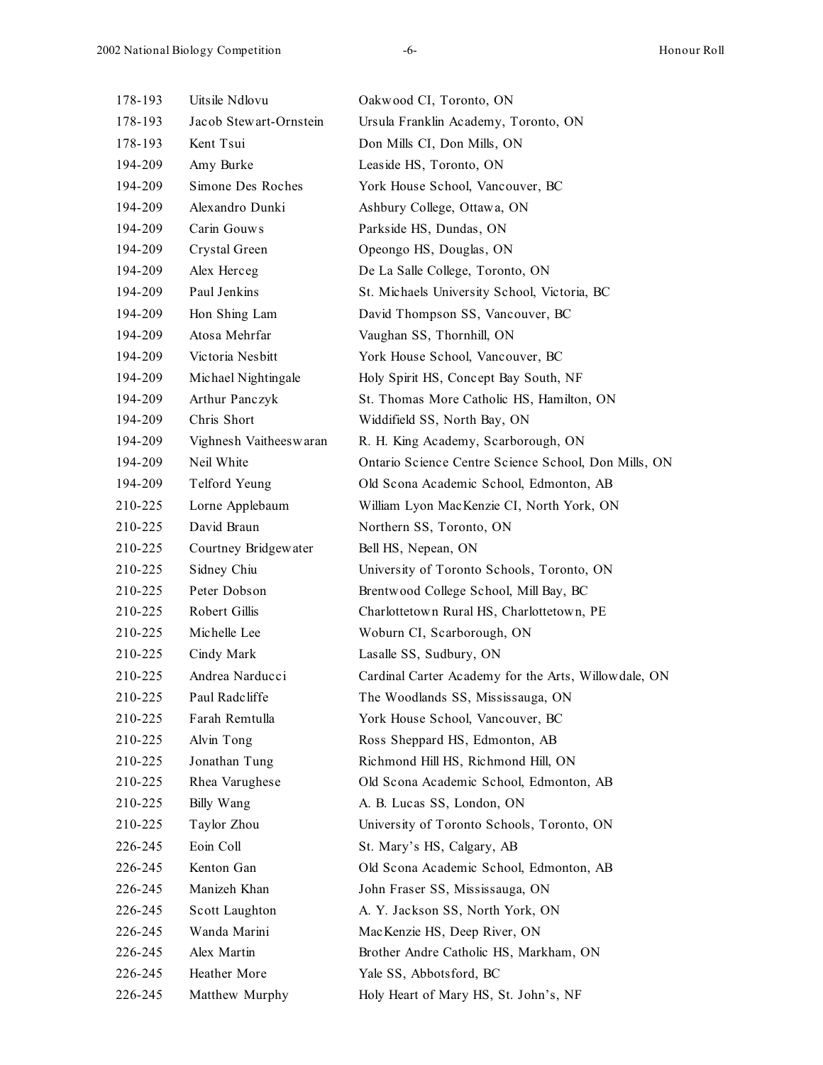| | | |
|---|---|---|
| 178-193 | Uitsile Ndlovu | Oakwood CI, Toronto, ON |
| 178-193 | Jacob Stewart-Ornstein | Ursula Franklin Academy, Toronto, ON |
| 178-193 | Kent Tsui | Don Mills CI, Don Mills, ON |
| 194-209 | Amy Burke | Leaside HS, Toronto, ON |
| 194-209 | Simone Des Roches | York House School, Vancouver, BC |
| 194-209 | Alexandro Dunki | Ashbury College, Ottawa, ON |
| 194-209 | Carin Gouws | Parkside HS, Dundas, ON |
| 194-209 | Crystal Green | Opeongo HS, Douglas, ON |
| 194-209 | Alex Herceg | De La Salle College, Toronto, ON |
| 194-209 | Paul Jenkins | St. Michaels University School, Victoria, BC |
| 194-209 | Hon Shing Lam | David Thompson SS, Vancouver, BC |
| 194-209 | Atosa Mehrfar | Vaughan SS, Thornhill, ON |
| 194-209 | Victoria Nesbitt | York House School, Vancouver, BC |
| 194-209 | Michael Nightingale | Holy Spirit HS, Concept Bay South, NF |
| 194-209 | Arthur Panczyk | St. Thomas More Catholic HS, Hamilton, ON |
| 194-209 | Chris Short | Widdifield SS, North Bay, ON |
| 194-209 | Vighnesh Vaitheeswaran | R. H. King Academy, Scarborough, ON |
| 194-209 | Neil White | Ontario Science Centre Science School, Don Mills, ON |
| 194-209 | Telford Yeung | Old Scona Academic School, Edmonton, AB |
| 210-225 | Lorne Applebaum | William Lyon MacKenzie CI, North York, ON |
| 210-225 | David Braun | Northern SS, Toronto, ON |
| 210-225 | Courtney Bridgewater | Bell HS, Nepean, ON |
| 210-225 | Sidney Chiu | University of Toronto Schools, Toronto, ON |
| 210-225 | Peter Dobson | Brentwood College School, Mill Bay, BC |
| 210-225 | Robert Gillis | Charlottetown Rural HS, Charlottetown, PE |
| 210-225 | Michelle Lee | Woburn CI, Scarborough, ON |
| 210-225 | Cindy Mark | Lasalle SS, Sudbury, ON |
| 210-225 | Andrea Narducci | Cardinal Carter Academy for the Arts, Willowdale, ON |
| 210-225 | Paul Radcliffe | The Woodlands SS, Mississauga, ON |
| 210-225 | Farah Remtulla | York House School, Vancouver, BC |
| 210-225 | Alvin Tong | Ross Sheppard HS, Edmonton, AB |
| 210-225 | Jonathan Tung | Richmond Hill HS, Richmond Hill, ON |
| 210-225 | Rhea Varughese | Old Scona Academic School, Edmonton, AB |
| 210-225 | Billy Wang | A. B. Lucas SS, London, ON |
| 210-225 | Taylor Zhou | University of Toronto Schools, Toronto, ON |
| 226-245 | Eoin Coll | St. Mary's HS, Calgary, AB |
| 226-245 | Kenton Gan | Old Scona Academic School, Edmonton, AB |
| 226-245 | Manizeh Khan | John Fraser SS, Mississauga, ON |
| 226-245 | Scott Laughton | A. Y. Jackson SS, North York, ON |
| 226-245 | Wanda Marini | MacKenzie HS, Deep River, ON |
| 226-245 | Alex Martin | Brother Andre Catholic HS, Markham, ON |
| 226-245 | Heather More | Yale SS, Abbotsford, BC |
| 226-245 | Matthew Murphy | Holy Heart of Mary HS, St. John's, NF |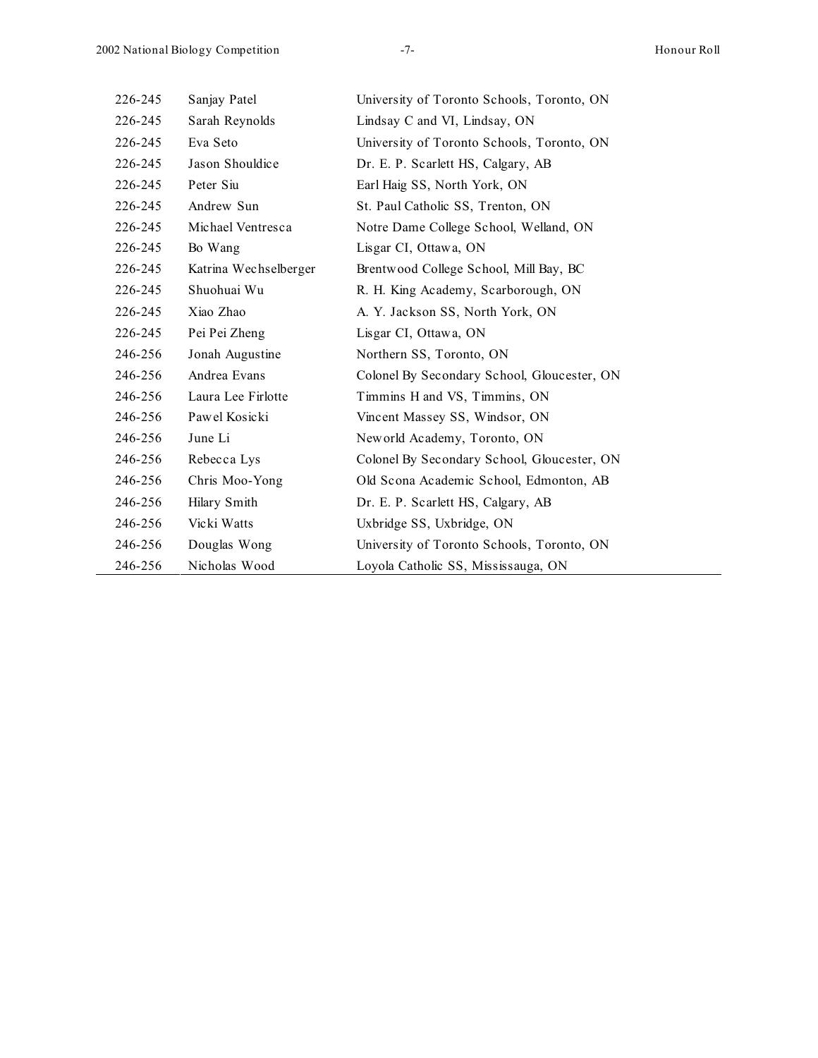| | | |
|---|---|---|
| 226-245 | Sanjay Patel | University of Toronto Schools, Toronto, ON |
| 226-245 | Sarah Reynolds | Lindsay C and VI, Lindsay, ON |
| 226-245 | Eva Seto | University of Toronto Schools, Toronto, ON |
| 226-245 | Jason Shouldice | Dr. E. P. Scarlett HS, Calgary, AB |
| 226-245 | Peter Siu | Earl Haig SS, North York, ON |
| 226-245 | Andrew Sun | St. Paul Catholic SS, Trenton, ON |
| 226-245 | Michael Ventresca | Notre Dame College School, Welland, ON |
| 226-245 | Bo Wang | Lisgar CI, Ottawa, ON |
| 226-245 | Katrina Wechselberger | Brentwood College School, Mill Bay, BC |
| 226-245 | Shuohuai Wu | R. H. King Academy, Scarborough, ON |
| 226-245 | Xiao Zhao | A. Y. Jackson SS, North York, ON |
| 226-245 | Pei Pei Zheng | Lisgar CI, Ottawa, ON |
| 246-256 | Jonah Augustine | Northern SS, Toronto, ON |
| 246-256 | Andrea Evans | Colonel By Secondary School, Gloucester, ON |
| 246-256 | Laura Lee Firlotte | Timmins H and VS, Timmins, ON |
| 246-256 | Pawel Kosicki | Vincent Massey SS, Windsor, ON |
| 246-256 | June Li | Neworld Academy, Toronto, ON |
| 246-256 | Rebecca Lys | Colonel By Secondary School, Gloucester, ON |
| 246-256 | Chris Moo-Yong | Old Scona Academic School, Edmonton, AB |
| 246-256 | Hilary Smith | Dr. E. P. Scarlett HS, Calgary, AB |
| 246-256 | Vicki Watts | Uxbridge SS, Uxbridge, ON |
| 246-256 | Douglas Wong | University of Toronto Schools, Toronto, ON |
| 246-256 | Nicholas Wood | Loyola Catholic SS, Mississauga, ON |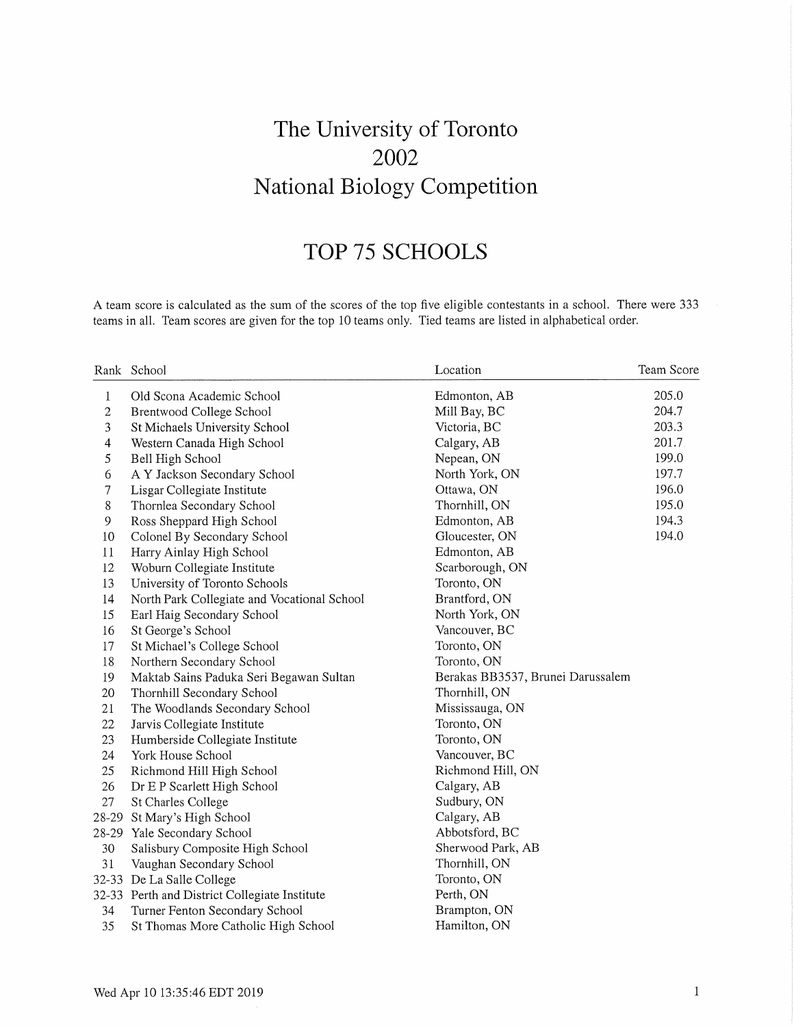# The University of Toronto 2002 National Biology Competition

## TOP 75 SCHOOLS

A team score is calculated as the sum of the scores of the top five eligible contestants in a school. There were 333 teams in all. Team scores are given for the top 10 teams only. Tied teams are listed in alphabetical order.

| Rank | School | Location | Team Score |
|---|---|---|---|
| 1 | Old Scona Academic School | Edmonton, AB | 205.0 |
| 2 | Brentwood College School | Mill Bay, BC | 204.7 |
| 3 | St Michaels University School | Victoria, BC | 203.3 |
| 4 | Western Canada High School | Calgary, AB | 201.7 |
| 5 | Bell High School | Nepean, ON | 199.0 |
| 6 | A Y Jackson Secondary School | North York, ON | 197.7 |
| 7 | Lisgar Collegiate Institute | Ottawa, ON | 196.0 |
| 8 | Thornlea Secondary School | Thornhill, ON | 195.0 |
| 9 | Ross Sheppard High School | Edmonton, AB | 194.3 |
| 10 | Colonel By Secondary School | Gloucester, ON | 194.0 |
| 11 | Harry Ainlay High School | Edmonton, AB | |
| 12 | Woburn Collegiate Institute | Scarborough, ON | |
| 13 | University of Toronto Schools | Toronto, ON | |
| 14 | North Park Collegiate and Vocational School | Brantford, ON | |
| 15 | Earl Haig Secondary School | North York, ON | |
| 16 | St George's School | Vancouver, BC | |
| 17 | St Michael's College School | Toronto, ON | |
| 18 | Northern Secondary School | Toronto, ON | |
| 19 | Maktab Sains Paduka Seri Begawan Sultan | Berakas BB3537, Brunei Darussalem | |
| 20 | Thornhill Secondary School | Thornhill, ON | |
| 21 | The Woodlands Secondary School | Mississauga, ON | |
| 22 | Jarvis Collegiate Institute | Toronto, ON | |
| 23 | Humberside Collegiate Institute | Toronto, ON | |
| 24 | York House School | Vancouver, BC | |
| 25 | Richmond Hill High School | Richmond Hill, ON | |
| 26 | Dr E P Scarlett High School | Calgary, AB | |
| 27 | St Charles College | Sudbury, ON | |
| 28-29 | St Mary's High School | Calgary, AB | |
| 28-29 | Yale Secondary School | Abbotsford, BC | |
| 30 | Salisbury Composite High School | Sherwood Park, AB | |
| 31 | Vaughan Secondary School | Thornhill, ON | |
| 32-33 | De La Salle College | Toronto, ON | |
| 32-33 | Perth and District Collegiate Institute | Perth, ON | |
| 34 | Turner Fenton Secondary School | Brampton, ON | |
| 35 | St Thomas More Catholic High School | Hamilton, ON | |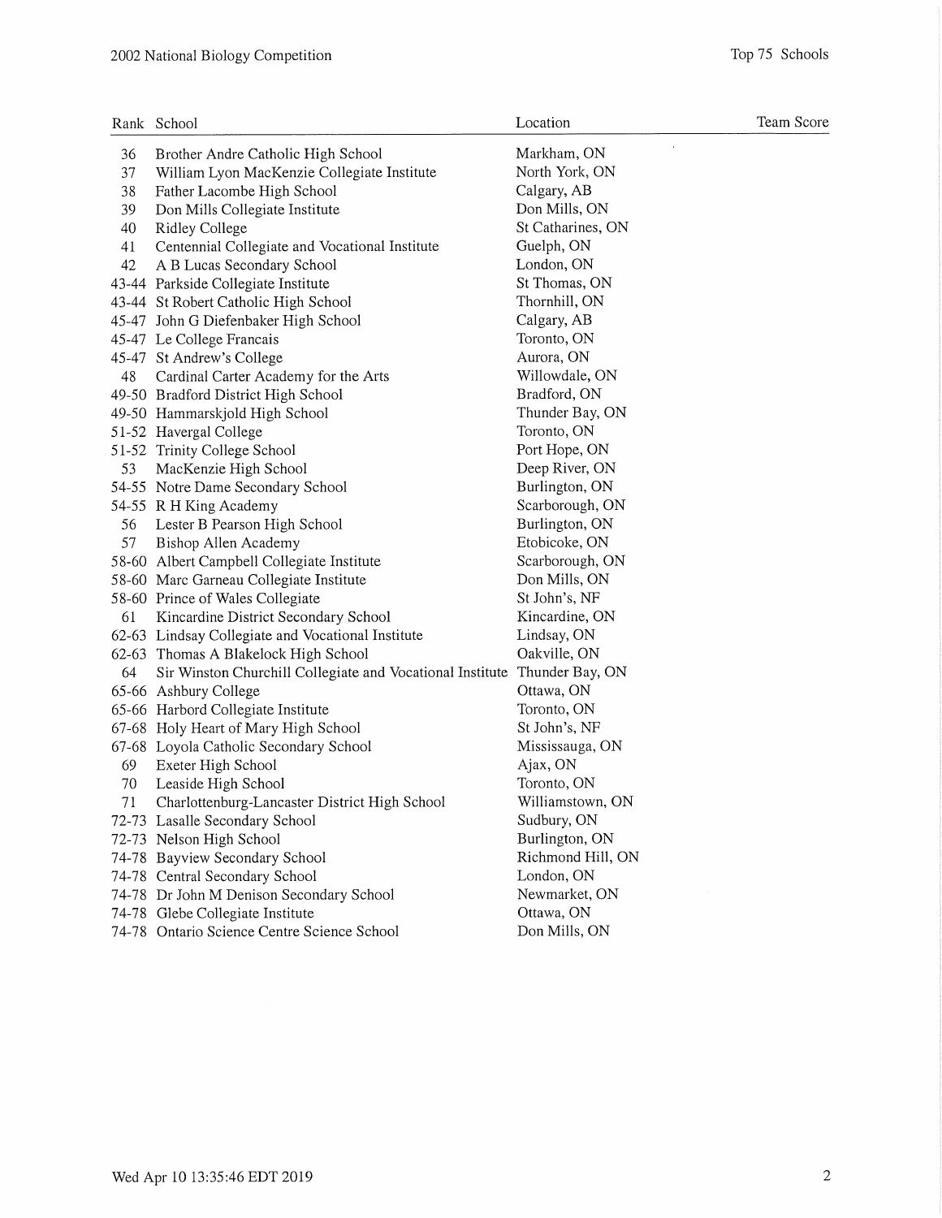| Rank | School | Location | Team Score |
|---|---|---|---|
| 36 | Brother Andre Catholic High School | Markham, ON | |
| 37 | William Lyon MacKenzie Collegiate Institute | North York, ON | |
| 38 | Father Lacombe High School | Calgary, AB | |
| 39 | Don Mills Collegiate Institute | Don Mills, ON | |
| 40 | Ridley College | St Catharines, ON | |
| 41 | Centennial Collegiate and Vocational Institute | Guelph, ON | |
| 42 | A B Lucas Secondary School | London, ON | |
| 43-44 | Parkside Collegiate Institute | St Thomas, ON | |
| 43-44 | St Robert Catholic High School | Thornhill, ON | |
| 45-47 | John G Diefenbaker High School | Calgary, AB | |
| 45-47 | Le College Francais | Toronto, ON | |
| 45-47 | St Andrew's College | Aurora, ON | |
| 48 | Cardinal Carter Academy for the Arts | Willowdale, ON | |
| 49-50 | Bradford District High School | Bradford, ON | |
| 49-50 | Hammarskjold High School | Thunder Bay, ON | |
| 51-52 | Havergal College | Toronto, ON | |
| 51-52 | Trinity College School | Port Hope, ON | |
| 53 | MacKenzie High School | Deep River, ON | |
| 54-55 | Notre Dame Secondary School | Burlington, ON | |
| 54-55 | R H King Academy | Scarborough, ON | |
| 56 | Lester B Pearson High School | Burlington, ON | |
| 57 | Bishop Allen Academy | Etobicoke, ON | |
| 58-60 | Albert Campbell Collegiate Institute | Scarborough, ON | |
| 58-60 | Marc Garneau Collegiate Institute | Don Mills, ON | |
| 58-60 | Prince of Wales Collegiate | St John's, NF | |
| 61 | Kincardine District Secondary School | Kincardine, ON | |
| 62-63 | Lindsay Collegiate and Vocational Institute | Lindsay, ON | |
| 62-63 | Thomas A Blakelock High School | Oakville, ON | |
| 64 | Sir Winston Churchill Collegiate and Vocational Institute | Thunder Bay, ON | |
| 65-66 | Ashbury College | Ottawa, ON | |
| 65-66 | Harbord Collegiate Institute | Toronto, ON | |
| 67-68 | Holy Heart of Mary High School | St John's, NF | |
| 67-68 | Loyola Catholic Secondary School | Mississauga, ON | |
| 69 | Exeter High School | Ajax, ON | |
| 70 | Leaside High School | Toronto, ON | |
| 71 | Charlottenburg-Lancaster District High School | Williamstown, ON | |
| 72-73 | Lasalle Secondary School | Sudbury, ON | |
| 72-73 | Nelson High School | Burlington, ON | |
| 74-78 | Bayview Secondary School | Richmond Hill, ON | |
| 74-78 | Central Secondary School | London, ON | |
| 74-78 | Dr John M Denison Secondary School | Newmarket, ON | |
| 74-78 | Glebe Collegiate Institute | Ottawa, ON | |
| 74-78 | Ontario Science Centre Science School | Don Mills, ON | |

Wed Apr 10 13:35:46 EDT 2019